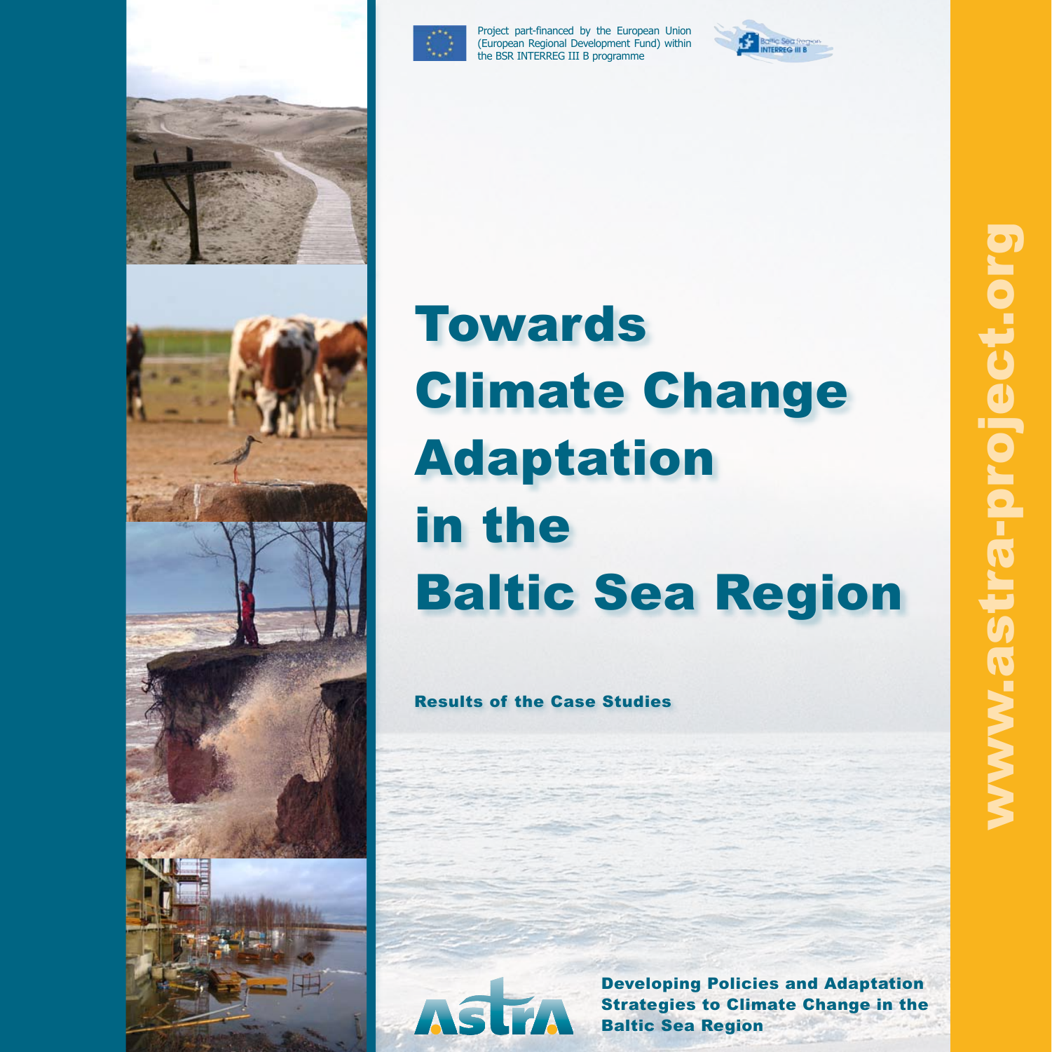Project part-financed by the European Union (European Regional Development Fund) within the BSR INTERREG III B programme

Baltic Sea Region INTERREG III B

# Towards Climate Change Adaptation in the Baltic Sea Region

## Results of the Case Studies

www.astra-project.org

ASTRA

**Developing Policies and Adaptation Strategies to Climate Change in the Baltic Sea Region**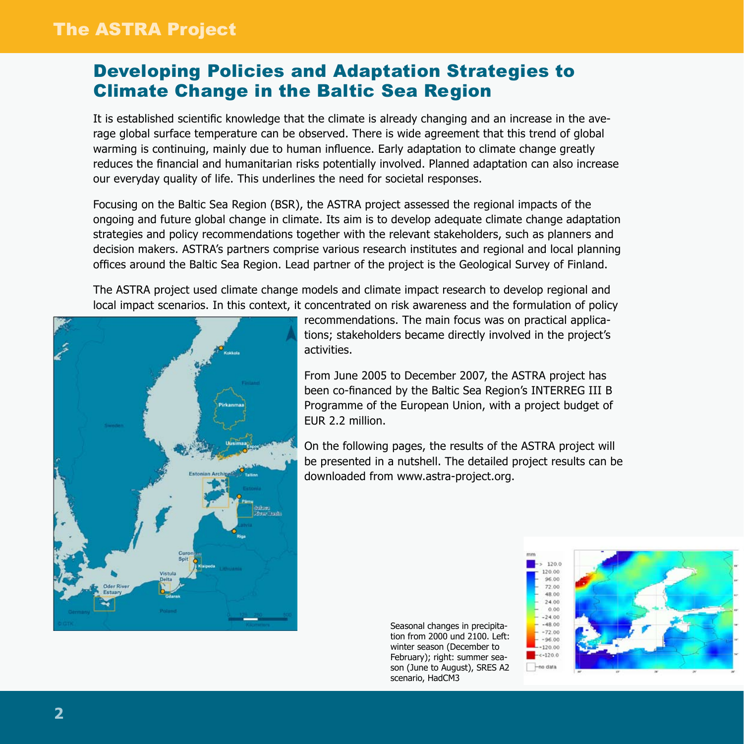## Developing Policies and Adaptation Strategies to Climate Change in the Baltic Sea Region

It is established scientific knowledge that the climate is already changing and an increase in the average global surface temperature can be observed. There is wide agreement that this trend of global warming is continuing, mainly due to human influence. Early adaptation to climate change greatly reduces the financial and humanitarian risks potentially involved. Planned adaptation can also increase our everyday quality of life. This underlines the need for societal responses.

Focusing on the Baltic Sea Region (BSR), the ASTRA project assessed the regional impacts of the ongoing and future global change in climate. Its aim is to develop adequate climate change adaptation strategies and policy recommendations together with the relevant stakeholders, such as planners and decision makers. ASTRA's partners comprise various research institutes and regional and local planning offices around the Baltic Sea Region. Lead partner of the project is the Geological Survey of Finland.

The ASTRA project used climate change models and climate impact research to develop regional and local impact scenarios. In this context, it concentrated on risk awareness and the formulation of policy recommendations. The main focus was on practical applications; stakeholders became directly involved in the project's activities.

From June 2005 to December 2007, the ASTRA project has been co-financed by the Baltic Sea Region's INTERREG III B Programme of the European Union, with a project budget of EUR 2.2 million.

On the following pages, the results of the ASTRA project will be presented in a nutshell. The detailed project results can be downloaded from www.astra-project.org.

Seasonal changes in precipitation from 2000 und 2100. Left: winter season (December to February); right: summer season (June to August), SRES A2 scenario, HadCM3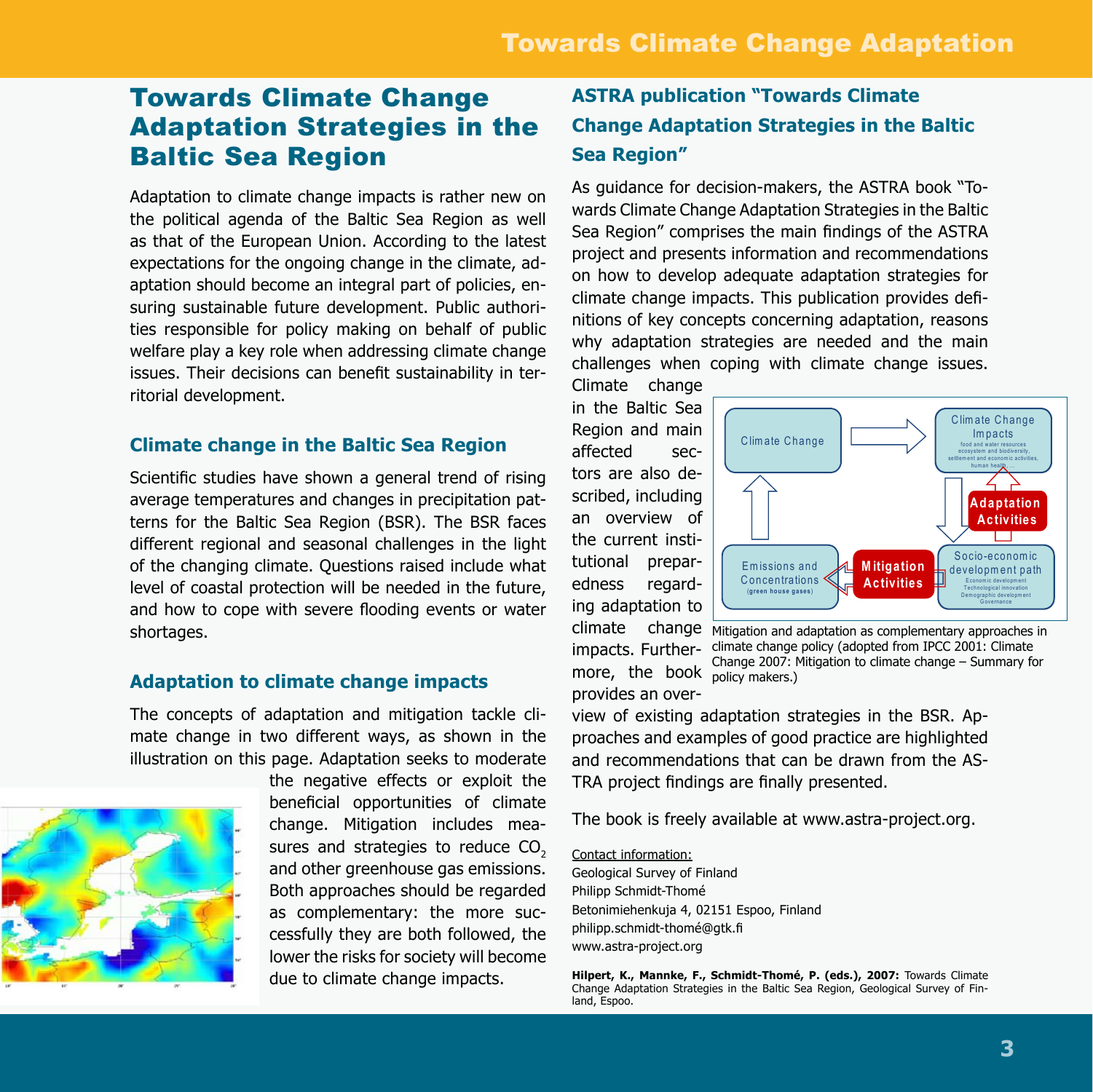# Towards Climate Change Adaptation Strategies in the Baltic Sea Region

Adaptation to climate change impacts is rather new on the political agenda of the Baltic Sea Region as well as that of the European Union. According to the latest expectations for the ongoing change in the climate, adaptation should become an integral part of policies, ensuring sustainable future development. Public authorities responsible for policy making on behalf of public welfare play a key role when addressing climate change issues. Their decisions can benefit sustainability in territorial development.

## Climate change in the Baltic Sea Region

Scientific studies have shown a general trend of rising average temperatures and changes in precipitation patterns for the Baltic Sea Region (BSR). The BSR faces different regional and seasonal challenges in the light of the changing climate. Questions raised include what level of coastal protection will be needed in the future, and how to cope with severe flooding events or water shortages.

## Adaptation to climate change impacts

The concepts of adaptation and mitigation tackle climate change in two different ways, as shown in the illustration on this page. Adaptation seeks to moderate the negative effects or exploit the beneficial opportunities of climate change. Mitigation includes measures and strategies to reduce $CO_2$ and other greenhouse gas emissions. Both approaches should be regarded as complementary: the more successfully they are both followed, the lower the risks for society will become due to climate change impacts.

## ASTRA publication "Towards Climate Change Adaptation Strategies in the Baltic Sea Region"

As guidance for decision-makers, the ASTRA book "Towards Climate Change Adaptation Strategies in the Baltic Sea Region" comprises the main findings of the ASTRA project and presents information and recommendations on how to develop adequate adaptation strategies for climate change impacts. This publication provides definitions of key concepts concerning adaptation, reasons why adaptation strategies are needed and the main challenges when coping with climate change issues. Climate change in the Baltic Sea Region and main affected sectors are also described, including an overview of the current institutional preparedness regarding adaptation to climate change impacts. Furthermore, the book provides an overview of existing adaptation strategies in the BSR. Approaches and examples of good practice are highlighted and recommendations that can be drawn from the ASTRA project findings are finally presented.

Mitigation and adaptation as complementary approaches in climate change policy (adopted from IPCC 2001: Climate Change 2007: Mitigation to climate change – Summary for policy makers.)

The book is freely available at www.astra-project.org.

Contact information:
Geological Survey of Finland
Philipp Schmidt-Thomé
Betonimiehenkuja 4, 02151 Espoo, Finland
philipp.schmidt-thomé@gtk.fi
www.astra-project.org

**Hilpert, K., Mannke, F., Schmidt-Thomé, P. (eds.), 2007:** Towards Climate Change Adaptation Strategies in the Baltic Sea Region, Geological Survey of Finland, Espoo.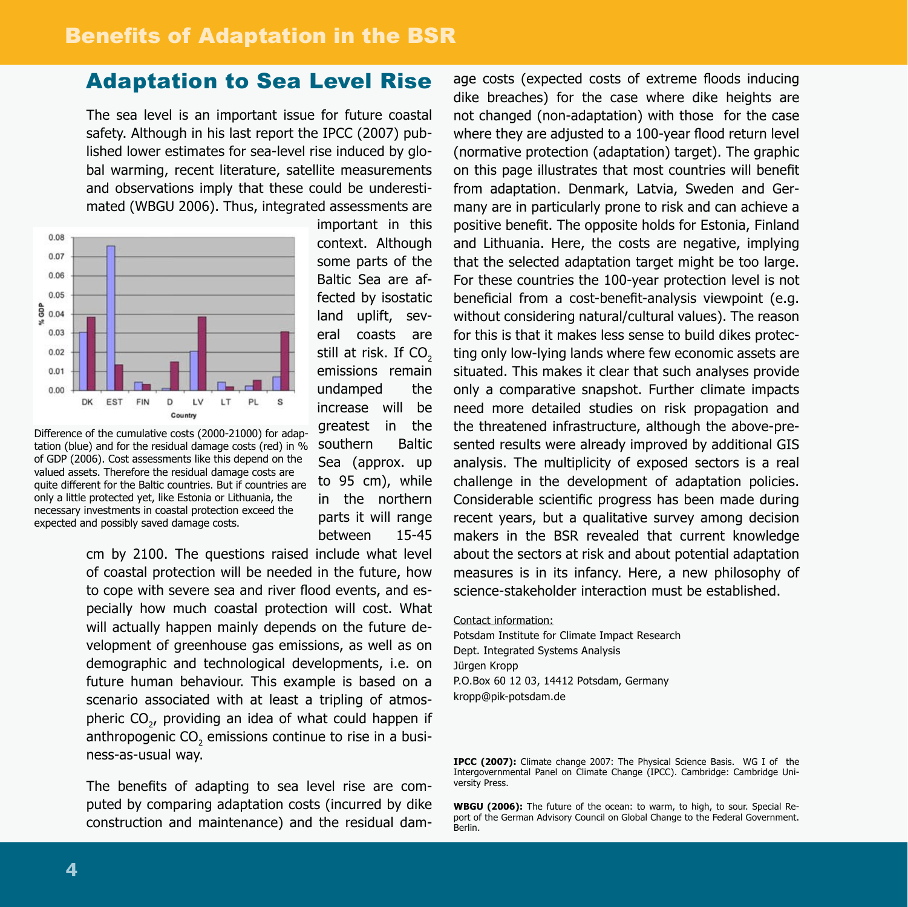# Benefits of Adaptation in the BSR

## Adaptation to Sea Level Rise

The sea level is an important issue for future coastal safety. Although in his last report the IPCC (2007) published lower estimates for sea-level rise induced by global warming, recent literature, satellite measurements and observations imply that these could be underestimated (WBGU 2006). Thus, integrated assessments are important in this context. Although some parts of the Baltic Sea are affected by isostatic land uplift, several coasts are still at risk. If $CO_2$ emissions remain undamped the increase will be greatest in the southern Baltic Sea (approx. up to 95 cm), while in the northern parts it will range between 15-45 cm by 2100. The questions raised include what level of coastal protection will be needed in the future, how to cope with severe sea and river flood events, and especially how much coastal protection will cost. What will actually happen mainly depends on the future development of greenhouse gas emissions, as well as on demographic and technological developments, i.e. on future human behaviour. This example is based on a scenario associated with at least a tripling of atmospheric $CO_2$, providing an idea of what could happen if anthropogenic $CO_2$ emissions continue to rise in a business-as-usual way.

Difference of the cumulative costs (2000-21000) for adaptation (blue) and for the residual damage costs (red) in % of GDP (2006). Cost assessments like this depend on the valued assets. Therefore the residual damage costs are quite different for the Baltic countries. But if countries are only a little protected yet, like Estonia or Lithuania, the necessary investments in coastal protection exceed the expected and possibly saved damage costs.

The benefits of adapting to sea level rise are computed by comparing adaptation costs (incurred by dike construction and maintenance) and the residual damage costs (expected costs of extreme floods inducing dike breaches) for the case where dike heights are not changed (non-adaptation) with those for the case where they are adjusted to a 100-year flood return level (normative protection (adaptation) target). The graphic on this page illustrates that most countries will benefit from adaptation. Denmark, Latvia, Sweden and Germany are in particularly prone to risk and can achieve a positive benefit. The opposite holds for Estonia, Finland and Lithuania. Here, the costs are negative, implying that the selected adaptation target might be too large. For these countries the 100-year protection level is not beneficial from a cost-benefit-analysis viewpoint (e.g. without considering natural/cultural values). The reason for this is that it makes less sense to build dikes protecting only low-lying lands where few economic assets are situated. This makes it clear that such analyses provide only a comparative snapshot. Further climate impacts need more detailed studies on risk propagation and the threatened infrastructure, although the above-presented results were already improved by additional GIS analysis. The multiplicity of exposed sectors is a real challenge in the development of adaptation policies. Considerable scientific progress has been made during recent years, but a qualitative survey among decision makers in the BSR revealed that current knowledge about the sectors at risk and about potential adaptation measures is in its infancy. Here, a new philosophy of science-stakeholder interaction must be established.

Contact information:
Potsdam Institute for Climate Impact Research
Dept. Integrated Systems Analysis
Jürgen Kropp
P.O.Box 60 12 03, 14412 Potsdam, Germany
kropp@pik-potsdam.de

**IPCC (2007):** Climate change 2007: The Physical Science Basis. WG I of the Intergovernmental Panel on Climate Change (IPCC). Cambridge: Cambridge University Press.

**WBGU (2006):** The future of the ocean: to warm, to high, to sour. Special Report of the German Advisory Council on Global Change to the Federal Government. Berlin.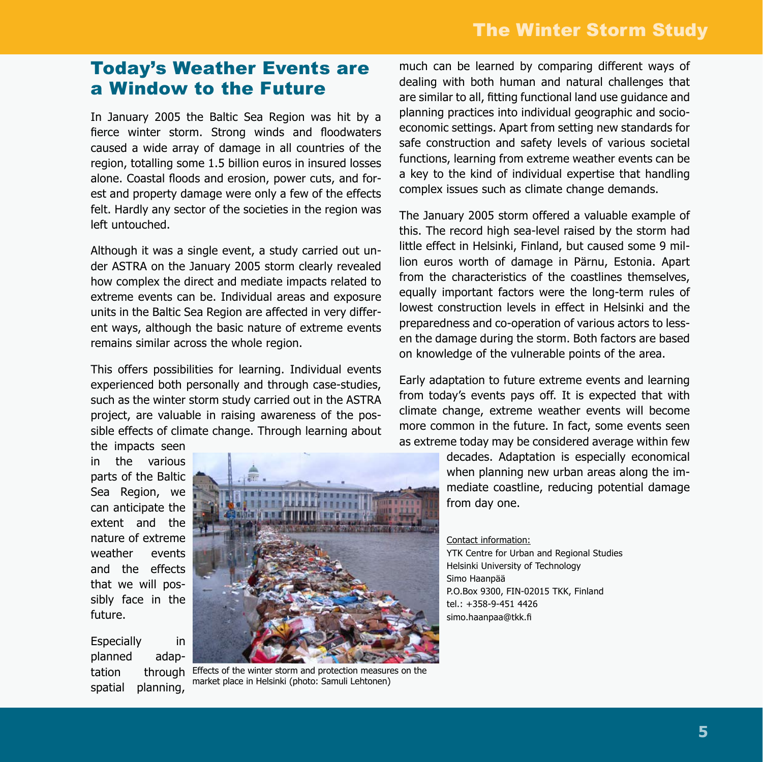## Today's Weather Events are a Window to the Future

In January 2005 the Baltic Sea Region was hit by a fierce winter storm. Strong winds and floodwaters caused a wide array of damage in all countries of the region, totalling some 1.5 billion euros in insured losses alone. Coastal floods and erosion, power cuts, and forest and property damage were only a few of the effects felt. Hardly any sector of the societies in the region was left untouched.

Although it was a single event, a study carried out under ASTRA on the January 2005 storm clearly revealed how complex the direct and mediate impacts related to extreme events can be. Individual areas and exposure units in the Baltic Sea Region are affected in very different ways, although the basic nature of extreme events remains similar across the whole region.

This offers possibilities for learning. Individual events experienced both personally and through case-studies, such as the winter storm study carried out in the ASTRA project, are valuable in raising awareness of the possible effects of climate change. Through learning about the impacts seen in the various parts of the Baltic Sea Region, we can anticipate the extent and the nature of extreme weather events and the effects that we will possibly face in the future.

Especially in planned adaptation through spatial planning, much can be learned by comparing different ways of dealing with both human and natural challenges that are similar to all, fitting functional land use guidance and planning practices into individual geographic and socio-economic settings. Apart from setting new standards for safe construction and safety levels of various societal functions, learning from extreme weather events can be a key to the kind of individual expertise that handling complex issues such as climate change demands.

Effects of the winter storm and protection measures on the market place in Helsinki (photo: Samuli Lehtonen)

The January 2005 storm offered a valuable example of this. The record high sea-level raised by the storm had little effect in Helsinki, Finland, but caused some 9 million euros worth of damage in Pärnu, Estonia. Apart from the characteristics of the coastlines themselves, equally important factors were the long-term rules of lowest construction levels in effect in Helsinki and the preparedness and co-operation of various actors to lessen the damage during the storm. Both factors are based on knowledge of the vulnerable points of the area.

Early adaptation to future extreme events and learning from today's events pays off. It is expected that with climate change, extreme weather events will become more common in the future. In fact, some events seen as extreme today may be considered average within few decades. Adaptation is especially economical when planning new urban areas along the immediate coastline, reducing potential damage from day one.

Contact information:
YTK Centre for Urban and Regional Studies
Helsinki University of Technology
Simo Haanpää
P.O.Box 9300, FIN-02015 TKK, Finland
tel.: +358-9-451 4426
simo.haanpaa@tkk.fi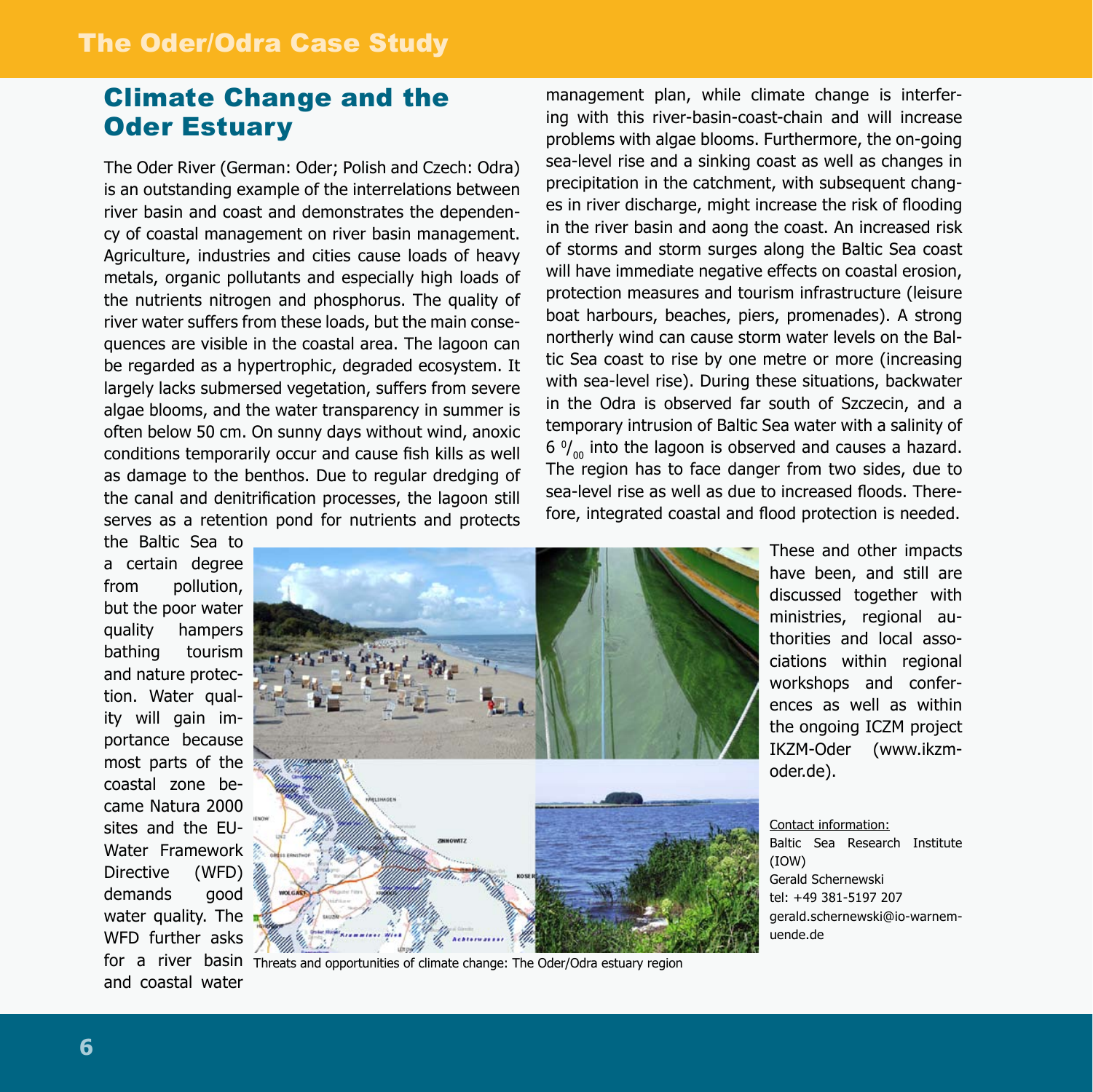## Climate Change and the Oder Estuary

The Oder River (German: Oder; Polish and Czech: Odra) is an outstanding example of the interrelations between river basin and coast and demonstrates the dependency of coastal management on river basin management. Agriculture, industries and cities cause loads of heavy metals, organic pollutants and especially high loads of the nutrients nitrogen and phosphorus. The quality of river water suffers from these loads, but the main consequences are visible in the coastal area. The lagoon can be regarded as a hypertrophic, degraded ecosystem. It largely lacks submersed vegetation, suffers from severe algae blooms, and the water transparency in summer is often below 50 cm. On sunny days without wind, anoxic conditions temporarily occur and cause fish kills as well as damage to the benthos. Due to regular dredging of the canal and denitrification processes, the lagoon still serves as a retention pond for nutrients and protects the Baltic Sea to a certain degree from pollution, but the poor water quality hampers bathing tourism and nature protection. Water quality will gain importance because most parts of the coastal zone became Natura 2000 sites and the EU-Water Framework Directive (WFD) demands good water quality. The WFD further asks for a river basin and coastal water management plan, while climate change is interfering with this river-basin-coast-chain and will increase problems with algae blooms. Furthermore, the on-going sea-level rise and a sinking coast as well as changes in precipitation in the catchment, with subsequent changes in river discharge, might increase the risk of flooding in the river basin and aong the coast. An increased risk of storms and storm surges along the Baltic Sea coast will have immediate negative effects on coastal erosion, protection measures and tourism infrastructure (leisure boat harbours, beaches, piers, promenades). A strong northerly wind can cause storm water levels on the Baltic Sea coast to rise by one metre or more (increasing with sea-level rise). During these situations, backwater in the Odra is observed far south of Szczecin, and a temporary intrusion of Baltic Sea water with a salinity of 6 ‰ into the lagoon is observed and causes a hazard. The region has to face danger from two sides, due to sea-level rise as well as due to increased floods. Therefore, integrated coastal and flood protection is needed.

Threats and opportunities of climate change: The Oder/Odra estuary region

These and other impacts have been, and still are discussed together with ministries, regional authorities and local associations within regional workshops and conferences as well as within the ongoing ICZM project IKZM-Oder (www.ikzm-oder.de).

Contact information:
Baltic Sea Research Institute (IOW)
Gerald Schernewski
tel: +49 381-5197 207
gerald.schernewski@io-warnemuende.de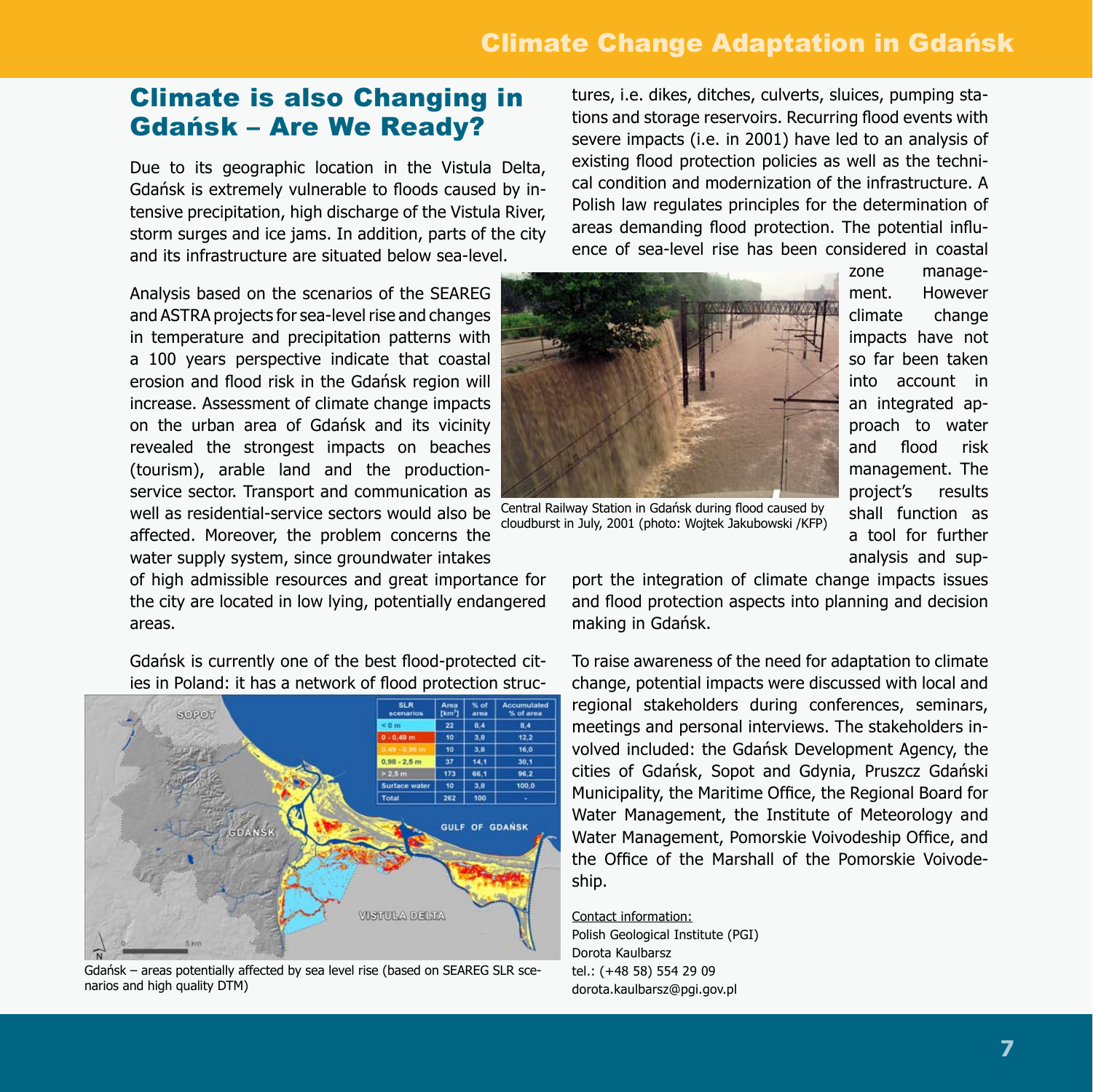## Climate is also Changing in Gdańsk – Are We Ready?

Due to its geographic location in the Vistula Delta, Gdańsk is extremely vulnerable to floods caused by intensive precipitation, high discharge of the Vistula River, storm surges and ice jams. In addition, parts of the city and its infrastructure are situated below sea-level.

Analysis based on the scenarios of the SEAREG and ASTRA projects for sea-level rise and changes in temperature and precipitation patterns with a 100 years perspective indicate that coastal erosion and flood risk in the Gdańsk region will increase. Assessment of climate change impacts on the urban area of Gdańsk and its vicinity revealed the strongest impacts on beaches (tourism), arable land and the production-service sector. Transport and communication as well as residential-service sectors would also be affected. Moreover, the problem concerns the water supply system, since groundwater intakes of high admissible resources and great importance for the city are located in low lying, potentially endangered areas.

Gdańsk is currently one of the best flood-protected cities in Poland: it has a network of flood protection structures, i.e. dikes, ditches, culverts, sluices, pumping stations and storage reservoirs. Recurring flood events with severe impacts (i.e. in 2001) have led to an analysis of existing flood protection policies as well as the technical condition and modernization of the infrastructure. A Polish law regulates principles for the determination of areas demanding flood protection. The potential influence of sea-level rise has been considered in coastal zone management. However climate change impacts have not so far been taken into account in an integrated approach to water and flood risk management. The project's results shall function as a tool for further analysis and support the integration of climate change impacts issues and flood protection aspects into planning and decision making in Gdańsk.

Central Railway Station in Gdańsk during flood caused by cloudburst in July, 2001 (photo: Wojtek Jakubowski /KFP)

| SLR scenarios | Area [km²] | % of area | Accumulated % of area |
|---|---|---|---|
| < 0 m | 22 | 8,4 | 8,4 |
| 0 - 0,49 m | 10 | 3,8 | 12,2 |
| 0,49 - 0,98 m | 10 | 3,8 | 16,0 |
| 0,98 - 2,5 m | 37 | 14,1 | 30,1 |
| > 2,5 m | 173 | 66,1 | 96,2 |
| Surface water | 10 | 3,8 | 100,0 |
| Total | 262 | 100 | - |

Gdańsk – areas potentially affected by sea level rise (based on SEAREG SLR scenarios and high quality DTM)

To raise awareness of the need for adaptation to climate change, potential impacts were discussed with local and regional stakeholders during conferences, seminars, meetings and personal interviews. The stakeholders involved included: the Gdańsk Development Agency, the cities of Gdańsk, Sopot and Gdynia, Pruszcz Gdański Municipality, the Maritime Office, the Regional Board for Water Management, the Institute of Meteorology and Water Management, Pomorskie Voivodeship Office, and the Office of the Marshall of the Pomorskie Voivodeship.

Contact information:
Polish Geological Institute (PGI)
Dorota Kaulbarsz
tel.: (+48 58) 554 29 09
dorota.kaulbarsz@pgi.gov.pl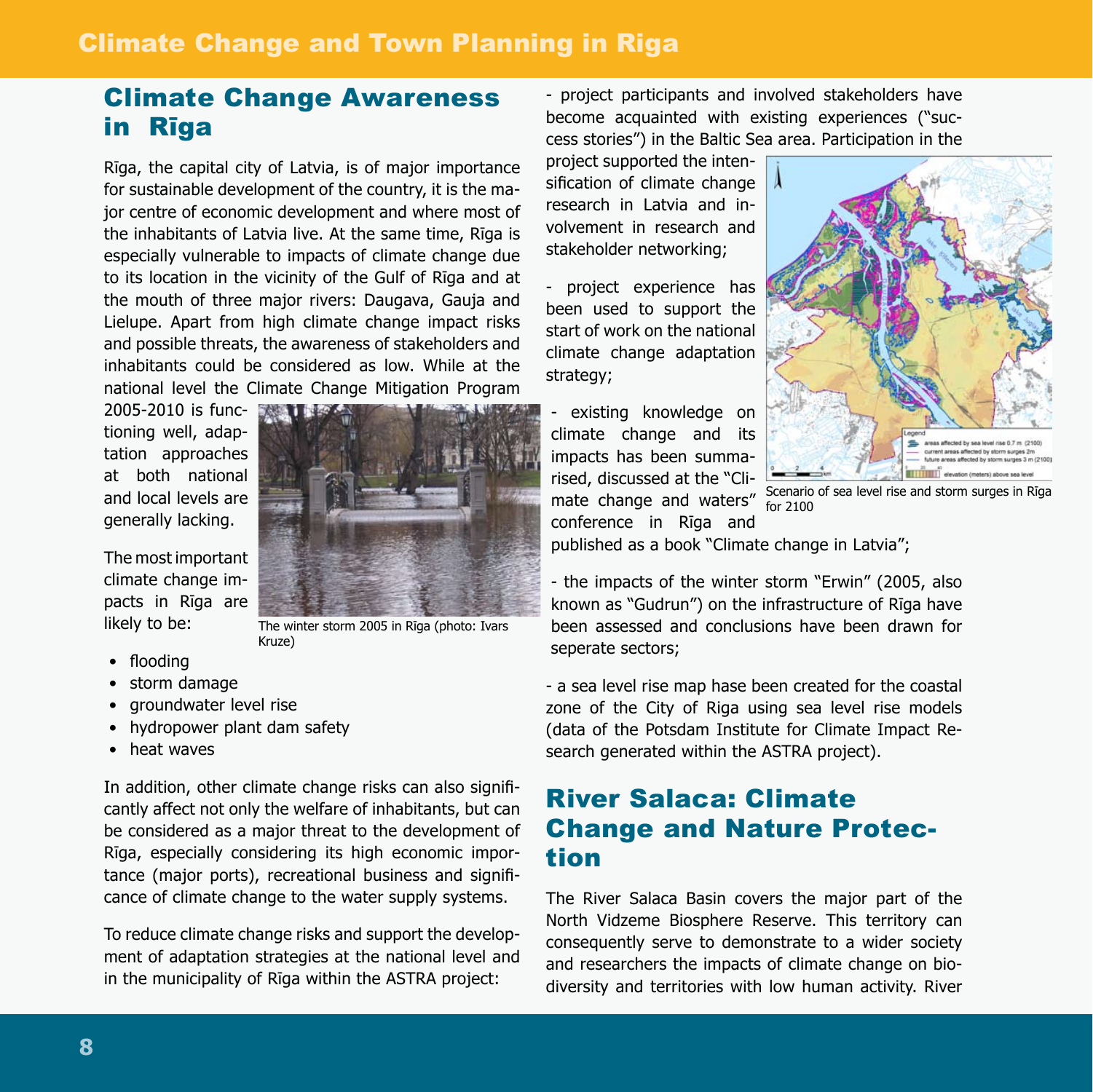## Climate Change Awareness in Rīga

Rīga, the capital city of Latvia, is of major importance for sustainable development of the country, it is the major centre of economic development and where most of the inhabitants of Latvia live. At the same time, Rīga is especially vulnerable to impacts of climate change due to its location in the vicinity of the Gulf of Rīga and at the mouth of three major rivers: Daugava, Gauja and Lielupe. Apart from high climate change impact risks and possible threats, the awareness of stakeholders and inhabitants could be considered as low. While at the national level the Climate Change Mitigation Program 2005-2010 is functioning well, adaptation approaches at both national and local levels are generally lacking.

The winter storm 2005 in Rīga (photo: Ivars Kruze)

The most important climate change impacts in Rīga are likely to be:

- flooding
- storm damage
- groundwater level rise
- hydropower plant dam safety
- heat waves

In addition, other climate change risks can also significantly affect not only the welfare of inhabitants, but can be considered as a major threat to the development of Rīga, especially considering its high economic importance (major ports), recreational business and significance of climate change to the water supply systems.

To reduce climate change risks and support the development of adaptation strategies at the national level and in the municipality of Rīga within the ASTRA project:

- project participants and involved stakeholders have become acquainted with existing experiences ("success stories") in the Baltic Sea area. Participation in the project supported the intensification of climate change research in Latvia and involvement in research and stakeholder networking;

- project experience has been used to support the start of work on the national climate change adaptation strategy;

- existing knowledge on climate change and its impacts has been summarised, discussed at the "Climate change and waters" conference in Rīga and published as a book "Climate change in Latvia";

Scenario of sea level rise and storm surges in Rīga for 2100

- the impacts of the winter storm "Erwin" (2005, also known as "Gudrun") on the infrastructure of Rīga have been assessed and conclusions have been drawn for seperate sectors;

- a sea level rise map hase been created for the coastal zone of the City of Riga using sea level rise models (data of the Potsdam Institute for Climate Impact Research generated within the ASTRA project).

## River Salaca: Climate Change and Nature Protection

The River Salaca Basin covers the major part of the North Vidzeme Biosphere Reserve. This territory can consequently serve to demonstrate to a wider society and researchers the impacts of climate change on biodiversity and territories with low human activity. River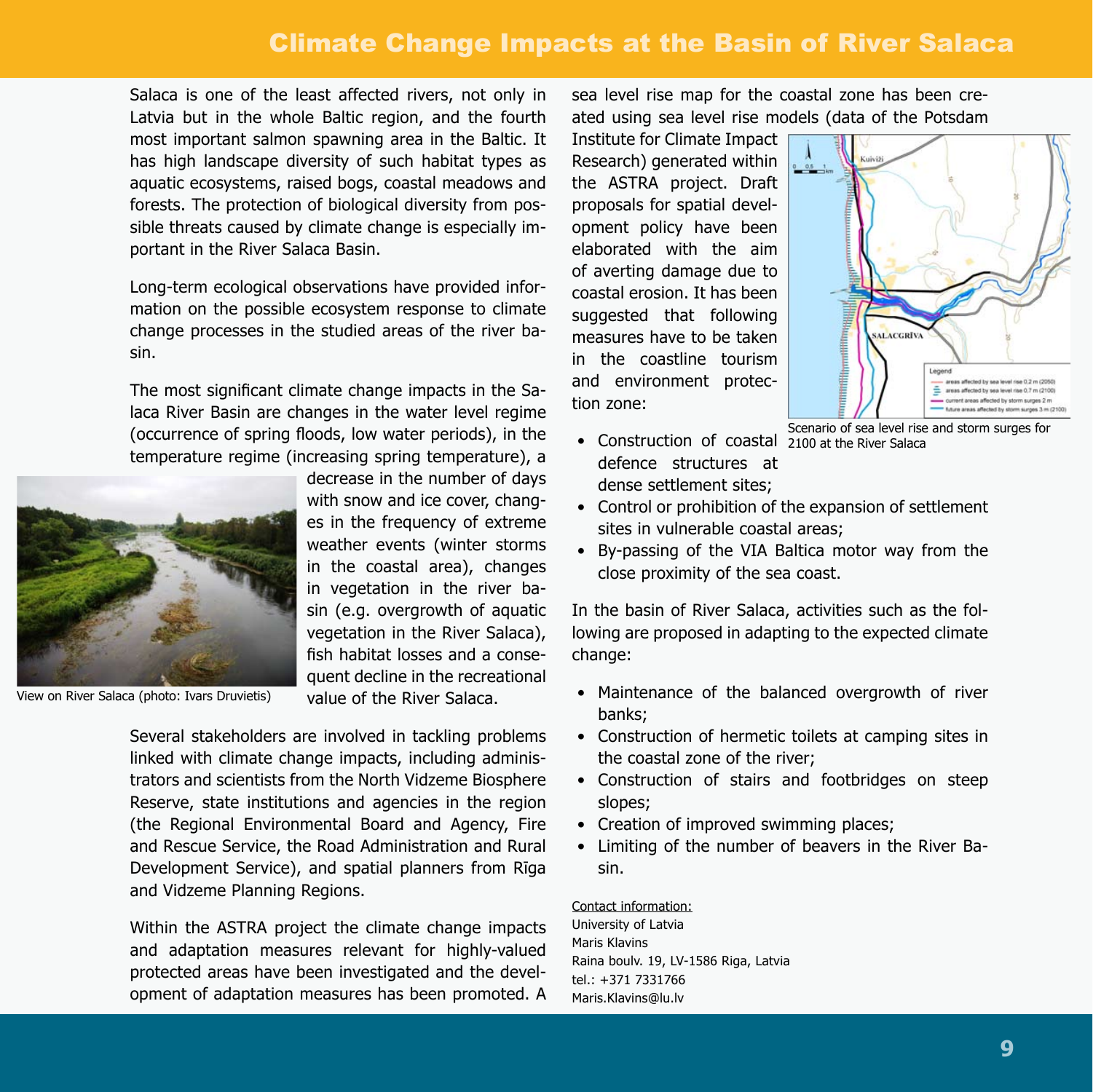# Climate Change Impacts at the Basin of River Salaca

Salaca is one of the least affected rivers, not only in Latvia but in the whole Baltic region, and the fourth most important salmon spawning area in the Baltic. It has high landscape diversity of such habitat types as aquatic ecosystems, raised bogs, coastal meadows and forests. The protection of biological diversity from possible threats caused by climate change is especially important in the River Salaca Basin.

Long-term ecological observations have provided information on the possible ecosystem response to climate change processes in the studied areas of the river basin.

The most significant climate change impacts in the Salaca River Basin are changes in the water level regime (occurrence of spring floods, low water periods), in the temperature regime (increasing spring temperature), a decrease in the number of days with snow and ice cover, changes in the frequency of extreme weather events (winter storms in the coastal area), changes in vegetation in the river basin (e.g. overgrowth of aquatic vegetation in the River Salaca), fish habitat losses and a consequent decline in the recreational value of the River Salaca.

View on River Salaca (photo: Ivars Druvietis)

Several stakeholders are involved in tackling problems linked with climate change impacts, including administrators and scientists from the North Vidzeme Biosphere Reserve, state institutions and agencies in the region (the Regional Environmental Board and Agency, Fire and Rescue Service, the Road Administration and Rural Development Service), and spatial planners from Rīga and Vidzeme Planning Regions.

Within the ASTRA project the climate change impacts and adaptation measures relevant for highly-valued protected areas have been investigated and the development of adaptation measures has been promoted. A sea level rise map for the coastal zone has been created using sea level rise models (data of the Potsdam Institute for Climate Impact Research) generated within the ASTRA project. Draft proposals for spatial development policy have been elaborated with the aim of averting damage due to coastal erosion. It has been suggested that following measures have to be taken in the coastline tourism and environment protection zone:

Scenario of sea level rise and storm surges for 2100 at the River Salaca

- Construction of coastal defence structures at dense settlement sites;
- Control or prohibition of the expansion of settlement sites in vulnerable coastal areas;
- By-passing of the VIA Baltica motor way from the close proximity of the sea coast.

In the basin of River Salaca, activities such as the following are proposed in adapting to the expected climate change:

- Maintenance of the balanced overgrowth of river banks;
- Construction of hermetic toilets at camping sites in the coastal zone of the river;
- Construction of stairs and footbridges on steep slopes;
- Creation of improved swimming places;
- Limiting of the number of beavers in the River Basin.

Contact information:
University of Latvia
Maris Klavins
Raina boulv. 19, LV-1586 Riga, Latvia
tel.: +371 7331766
Maris.Klavins@lu.lv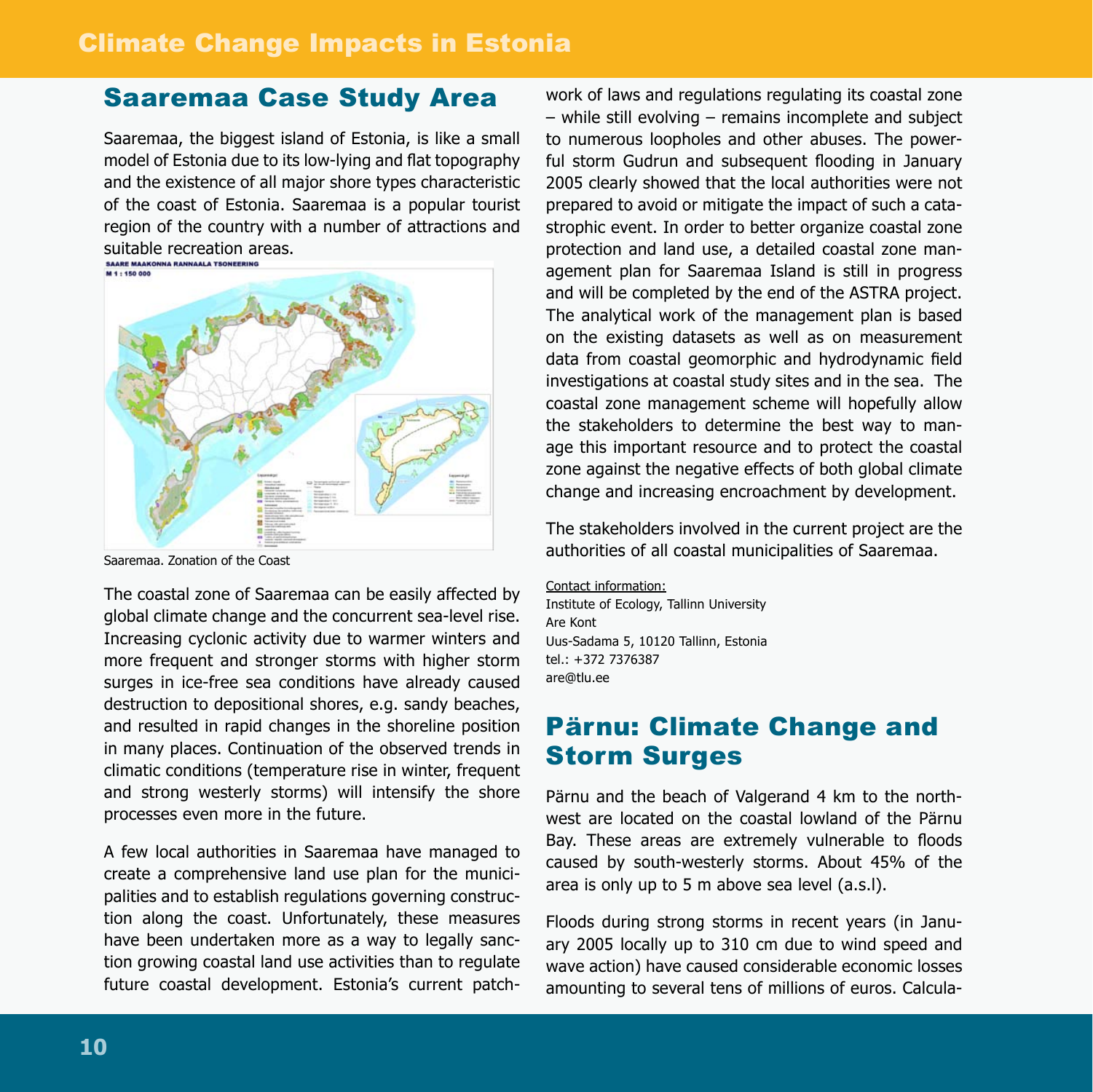## Saaremaa Case Study Area

Saaremaa, the biggest island of Estonia, is like a small model of Estonia due to its low-lying and flat topography and the existence of all major shore types characteristic of the coast of Estonia. Saaremaa is a popular tourist region of the country with a number of attractions and suitable recreation areas.

Saaremaa. Zonation of the Coast

The coastal zone of Saaremaa can be easily affected by global climate change and the concurrent sea-level rise. Increasing cyclonic activity due to warmer winters and more frequent and stronger storms with higher storm surges in ice-free sea conditions have already caused destruction to depositional shores, e.g. sandy beaches, and resulted in rapid changes in the shoreline position in many places. Continuation of the observed trends in climatic conditions (temperature rise in winter, frequent and strong westerly storms) will intensify the shore processes even more in the future.

A few local authorities in Saaremaa have managed to create a comprehensive land use plan for the municipalities and to establish regulations governing construction along the coast. Unfortunately, these measures have been undertaken more as a way to legally sanction growing coastal land use activities than to regulate future coastal development. Estonia's current patchwork of laws and regulations regulating its coastal zone – while still evolving – remains incomplete and subject to numerous loopholes and other abuses. The powerful storm Gudrun and subsequent flooding in January 2005 clearly showed that the local authorities were not prepared to avoid or mitigate the impact of such a catastrophic event. In order to better organize coastal zone protection and land use, a detailed coastal zone management plan for Saaremaa Island is still in progress and will be completed by the end of the ASTRA project. The analytical work of the management plan is based on the existing datasets as well as on measurement data from coastal geomorphic and hydrodynamic field investigations at coastal study sites and in the sea. The coastal zone management scheme will hopefully allow the stakeholders to determine the best way to manage this important resource and to protect the coastal zone against the negative effects of both global climate change and increasing encroachment by development.

The stakeholders involved in the current project are the authorities of all coastal municipalities of Saaremaa.

Contact information:
Institute of Ecology, Tallinn University
Are Kont
Uus-Sadama 5, 10120 Tallinn, Estonia
tel.: +372 7376387
are@tlu.ee

## Pärnu: Climate Change and Storm Surges

Pärnu and the beach of Valgerand 4 km to the northwest are located on the coastal lowland of the Pärnu Bay. These areas are extremely vulnerable to floods caused by south-westerly storms. About 45% of the area is only up to 5 m above sea level (a.s.l).

Floods during strong storms in recent years (in January 2005 locally up to 310 cm due to wind speed and wave action) have caused considerable economic losses amounting to several tens of millions of euros. Calcula-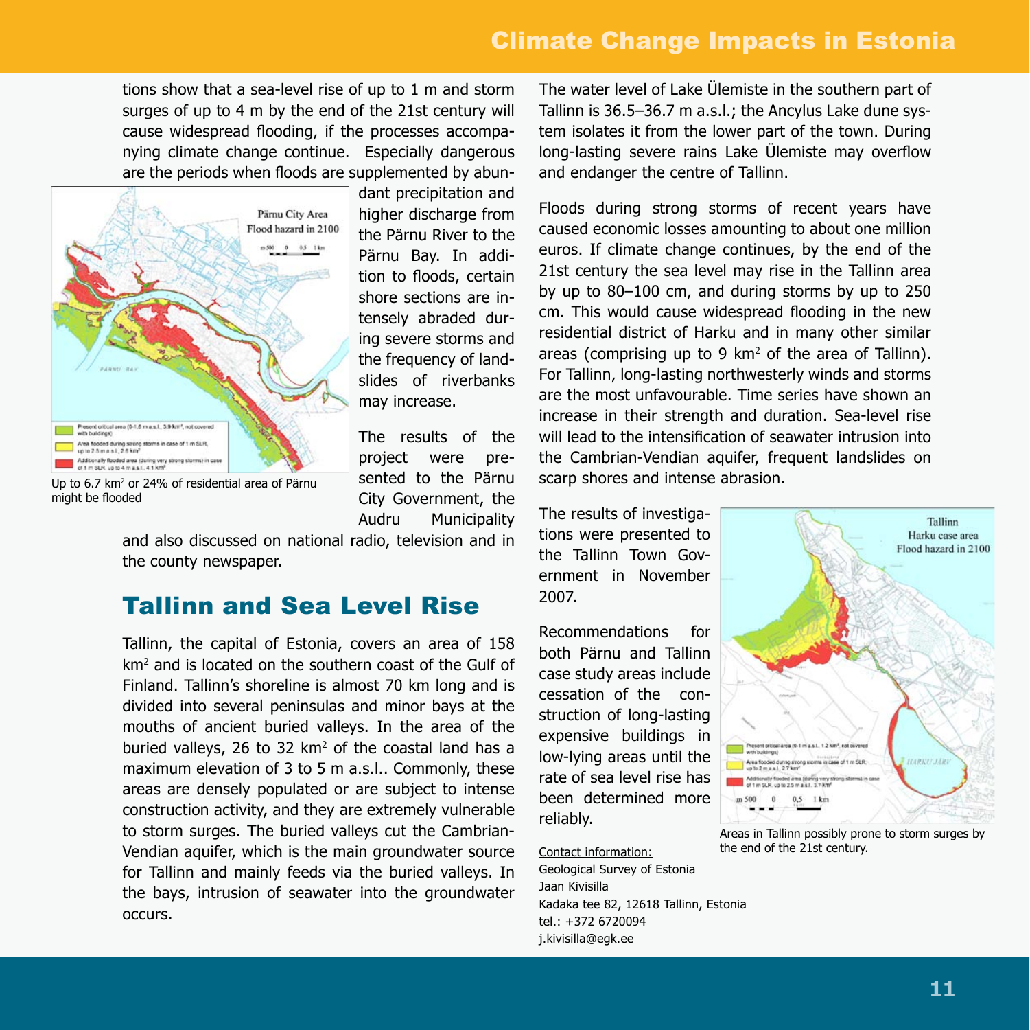tions show that a sea-level rise of up to 1 m and storm surges of up to 4 m by the end of the 21st century will cause widespread flooding, if the processes accompanying climate change continue. Especially dangerous are the periods when floods are supplemented by abundant precipitation and higher discharge from the Pärnu River to the Pärnu Bay. In addition to floods, certain shore sections are intensely abraded during severe storms and the frequency of landslides of riverbanks may increase.

Up to 6.7 km$^2$ or 24% of residential area of Pärnu might be flooded

The results of the project were presented to the Pärnu City Government, the Audru Municipality and also discussed on national radio, television and in the county newspaper.

## Tallinn and Sea Level Rise

Tallinn, the capital of Estonia, covers an area of 158 km$^2$ and is located on the southern coast of the Gulf of Finland. Tallinn's shoreline is almost 70 km long and is divided into several peninsulas and minor bays at the mouths of ancient buried valleys. In the area of the buried valleys, 26 to 32 km$^2$ of the coastal land has a maximum elevation of 3 to 5 m a.s.l.. Commonly, these areas are densely populated or are subject to intense construction activity, and they are extremely vulnerable to storm surges. The buried valleys cut the Cambrian-Vendian aquifer, which is the main groundwater source for Tallinn and mainly feeds via the buried valleys. In the bays, intrusion of seawater into the groundwater occurs.

The water level of Lake Ülemiste in the southern part of Tallinn is 36.5–36.7 m a.s.l.; the Ancylus Lake dune system isolates it from the lower part of the town. During long-lasting severe rains Lake Ülemiste may overflow and endanger the centre of Tallinn.

Floods during strong storms of recent years have caused economic losses amounting to about one million euros. If climate change continues, by the end of the 21st century the sea level may rise in the Tallinn area by up to 80–100 cm, and during storms by up to 250 cm. This would cause widespread flooding in the new residential district of Harku and in many other similar areas (comprising up to 9 km$^2$ of the area of Tallinn). For Tallinn, long-lasting northwesterly winds and storms are the most unfavourable. Time series have shown an increase in their strength and duration. Sea-level rise will lead to the intensification of seawater intrusion into the Cambrian-Vendian aquifer, frequent landslides on scarp shores and intense abrasion.

The results of investigations were presented to the Tallinn Town Government in November 2007.

Recommendations for both Pärnu and Tallinn case study areas include cessation of the construction of long-lasting expensive buildings in low-lying areas until the rate of sea level rise has been determined more reliably.

Areas in Tallinn possibly prone to storm surges by the end of the 21st century.

Contact information:
Geological Survey of Estonia
Jaan Kivisilla
Kadaka tee 82, 12618 Tallinn, Estonia
tel.: +372 6720094
j.kivisilla@egk.ee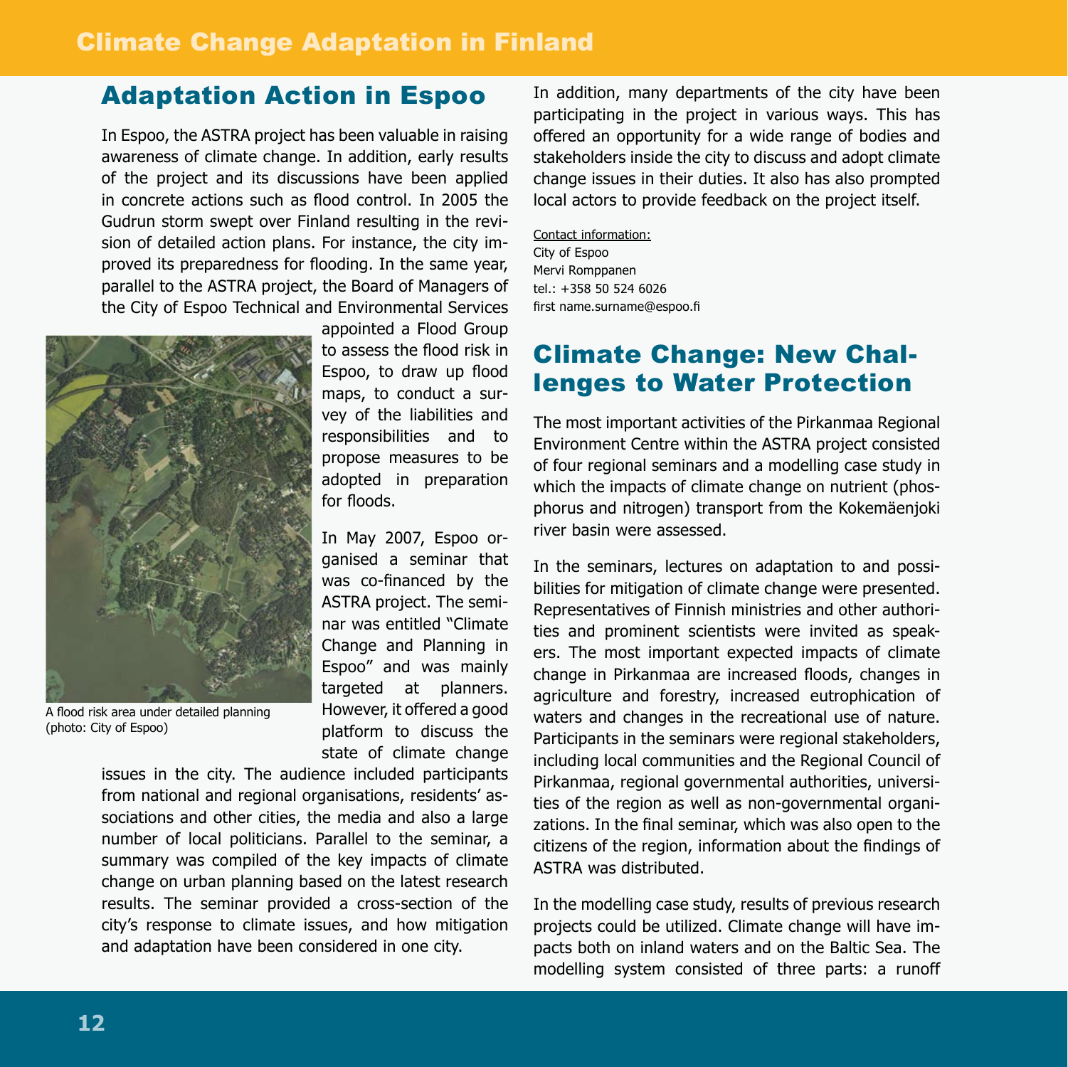## Adaptation Action in Espoo

In Espoo, the ASTRA project has been valuable in raising awareness of climate change. In addition, early results of the project and its discussions have been applied in concrete actions such as flood control. In 2005 the Gudrun storm swept over Finland resulting in the revision of detailed action plans. For instance, the city improved its preparedness for flooding. In the same year, parallel to the ASTRA project, the Board of Managers of the City of Espoo Technical and Environmental Services appointed a Flood Group to assess the flood risk in Espoo, to draw up flood maps, to conduct a survey of the liabilities and responsibilities and to propose measures to be adopted in preparation for floods.

A flood risk area under detailed planning (photo: City of Espoo)

In May 2007, Espoo organised a seminar that was co-financed by the ASTRA project. The seminar was entitled "Climate Change and Planning in Espoo" and was mainly targeted at planners. However, it offered a good platform to discuss the state of climate change issues in the city. The audience included participants from national and regional organisations, residents' associations and other cities, the media and also a large number of local politicians. Parallel to the seminar, a summary was compiled of the key impacts of climate change on urban planning based on the latest research results. The seminar provided a cross-section of the city's response to climate issues, and how mitigation and adaptation have been considered in one city.

In addition, many departments of the city have been participating in the project in various ways. This has offered an opportunity for a wide range of bodies and stakeholders inside the city to discuss and adopt climate change issues in their duties. It also has also prompted local actors to provide feedback on the project itself.

Contact information:
City of Espoo
Mervi Romppanen
tel.: +358 50 524 6026
first name.surname@espoo.fi

## Climate Change: New Challenges to Water Protection

The most important activities of the Pirkanmaa Regional Environment Centre within the ASTRA project consisted of four regional seminars and a modelling case study in which the impacts of climate change on nutrient (phosphorus and nitrogen) transport from the Kokemäenjoki river basin were assessed.

In the seminars, lectures on adaptation to and possibilities for mitigation of climate change were presented. Representatives of Finnish ministries and other authorities and prominent scientists were invited as speakers. The most important expected impacts of climate change in Pirkanmaa are increased floods, changes in agriculture and forestry, increased eutrophication of waters and changes in the recreational use of nature. Participants in the seminars were regional stakeholders, including local communities and the Regional Council of Pirkanmaa, regional governmental authorities, universities of the region as well as non-governmental organizations. In the final seminar, which was also open to the citizens of the region, information about the findings of ASTRA was distributed.

In the modelling case study, results of previous research projects could be utilized. Climate change will have impacts both on inland waters and on the Baltic Sea. The modelling system consisted of three parts: a runoff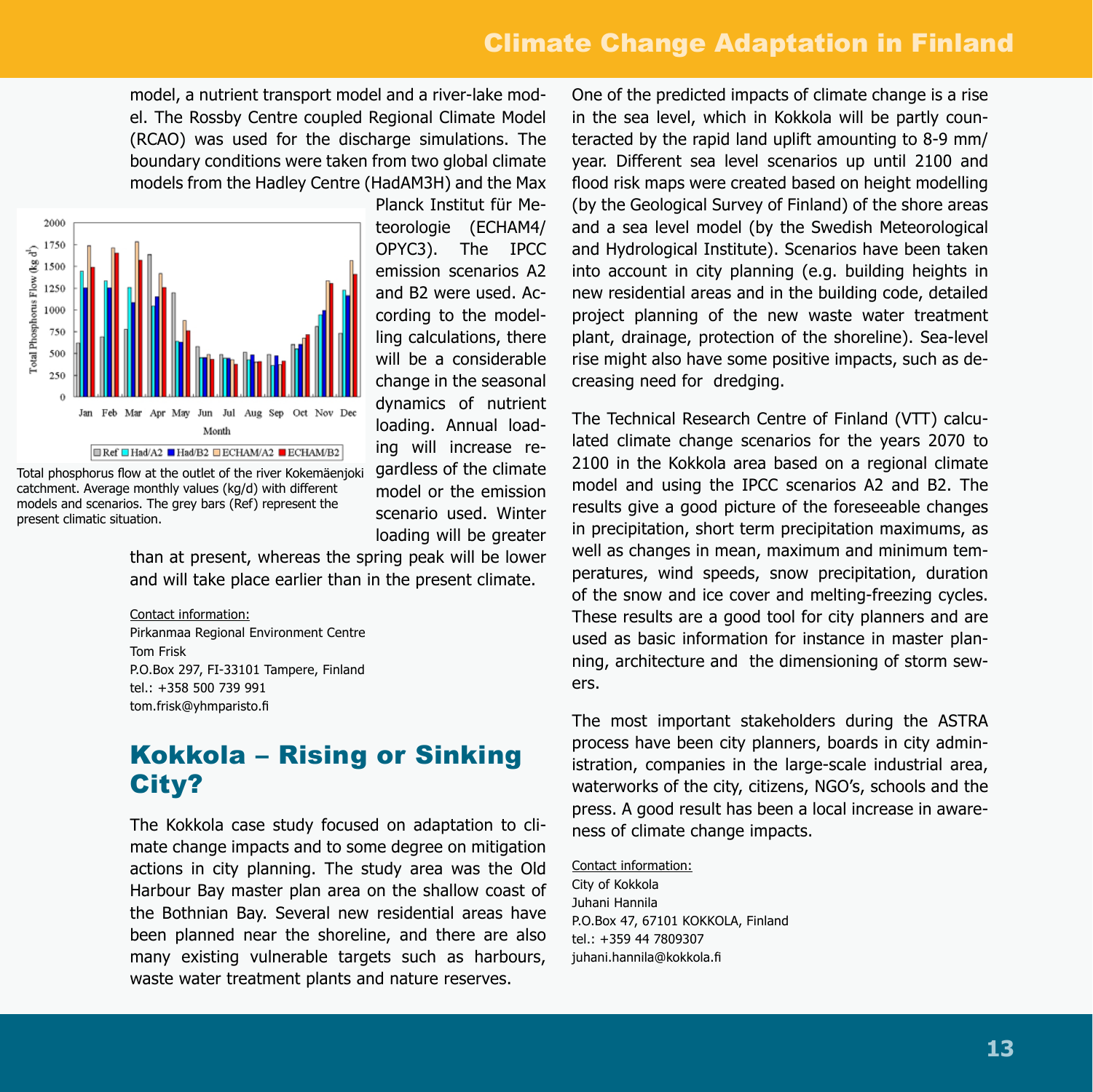model, a nutrient transport model and a river-lake model. The Rossby Centre coupled Regional Climate Model (RCAO) was used for the discharge simulations. The boundary conditions were taken from two global climate models from the Hadley Centre (HadAM3H) and the Max Planck Institut für Meteorologie (ECHAM4/OPYC3). The IPCC emission scenarios A2 and B2 were used. According to the modelling calculations, there will be a considerable change in the seasonal dynamics of nutrient loading. Annual loading will increase regardless of the climate model or the emission scenario used. Winter loading will be greater than at present, whereas the spring peak will be lower and will take place earlier than in the present climate.

Total phosphorus flow at the outlet of the river Kokemäenjoki catchment. Average monthly values (kg/d) with different models and scenarios. The grey bars (Ref) represent the present climatic situation.

Contact information:
Pirkanmaa Regional Environment Centre
Tom Frisk
P.O.Box 297, FI-33101 Tampere, Finland
tel.: +358 500 739 991
tom.frisk@yhmparisto.fi

## Kokkola – Rising or Sinking City?

The Kokkola case study focused on adaptation to climate change impacts and to some degree on mitigation actions in city planning. The study area was the Old Harbour Bay master plan area on the shallow coast of the Bothnian Bay. Several new residential areas have been planned near the shoreline, and there are also many existing vulnerable targets such as harbours, waste water treatment plants and nature reserves.

One of the predicted impacts of climate change is a rise in the sea level, which in Kokkola will be partly counteracted by the rapid land uplift amounting to 8-9 mm/year. Different sea level scenarios up until 2100 and flood risk maps were created based on height modelling (by the Geological Survey of Finland) of the shore areas and a sea level model (by the Swedish Meteorological and Hydrological Institute). Scenarios have been taken into account in city planning (e.g. building heights in new residential areas and in the building code, detailed project planning of the new waste water treatment plant, drainage, protection of the shoreline). Sea-level rise might also have some positive impacts, such as decreasing need for dredging.

The Technical Research Centre of Finland (VTT) calculated climate change scenarios for the years 2070 to 2100 in the Kokkola area based on a regional climate model and using the IPCC scenarios A2 and B2. The results give a good picture of the foreseeable changes in precipitation, short term precipitation maximums, as well as changes in mean, maximum and minimum temperatures, wind speeds, snow precipitation, duration of the snow and ice cover and melting-freezing cycles. These results are a good tool for city planners and are used as basic information for instance in master planning, architecture and the dimensioning of storm sewers.

The most important stakeholders during the ASTRA process have been city planners, boards in city administration, companies in the large-scale industrial area, waterworks of the city, citizens, NGO's, schools and the press. A good result has been a local increase in awareness of climate change impacts.

Contact information:
City of Kokkola
Juhani Hannila
P.O.Box 47, 67101 KOKKOLA, Finland
tel.: +359 44 7809307
juhani.hannila@kokkola.fi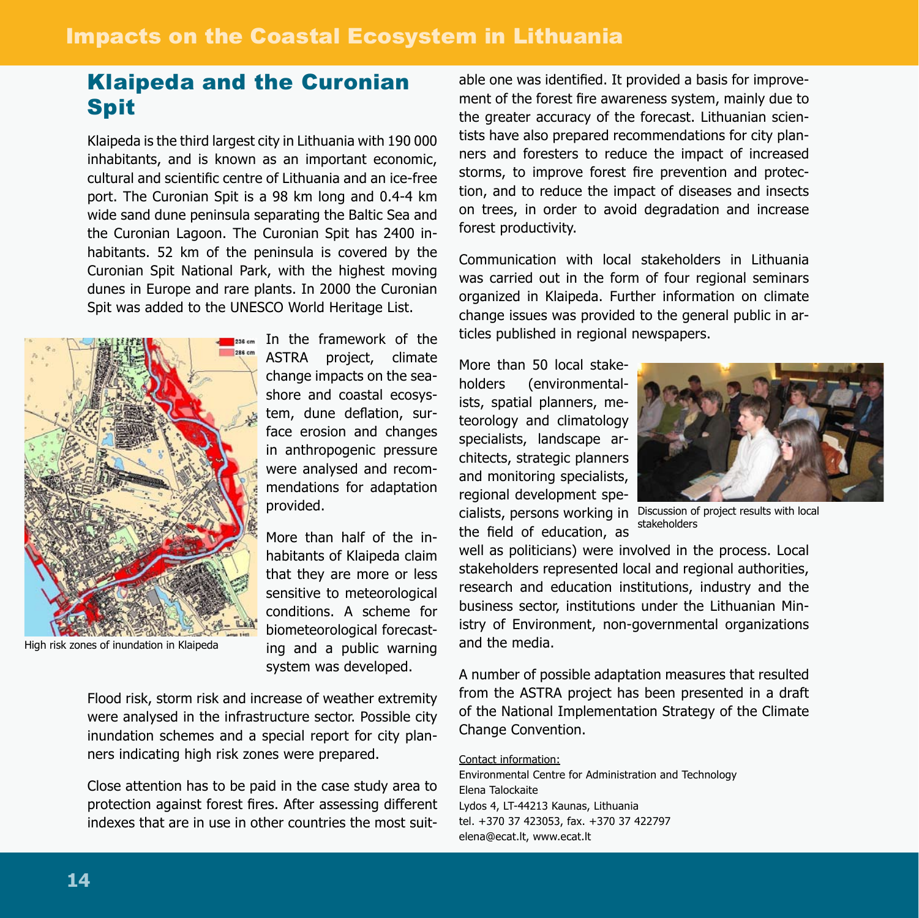# Impacts on the Coastal Ecosystem in Lithuania

## Klaipeda and the Curonian Spit

Klaipeda is the third largest city in Lithuania with 190 000 inhabitants, and is known as an important economic, cultural and scientific centre of Lithuania and an ice-free port. The Curonian Spit is a 98 km long and 0.4-4 km wide sand dune peninsula separating the Baltic Sea and the Curonian Lagoon. The Curonian Spit has 2400 inhabitants. 52 km of the peninsula is covered by the Curonian Spit National Park, with the highest moving dunes in Europe and rare plants. In 2000 the Curonian Spit was added to the UNESCO World Heritage List.

High risk zones of inundation in Klaipeda

In the framework of the ASTRA project, climate change impacts on the seashore and coastal ecosystem, dune deflation, surface erosion and changes in anthropogenic pressure were analysed and recommendations for adaptation provided.

More than half of the inhabitants of Klaipeda claim that they are more or less sensitive to meteorological conditions. A scheme for biometeorological forecasting and a public warning system was developed.

Flood risk, storm risk and increase of weather extremity were analysed in the infrastructure sector. Possible city inundation schemes and a special report for city planners indicating high risk zones were prepared.

Close attention has to be paid in the case study area to protection against forest fires. After assessing different indexes that are in use in other countries the most suitable one was identified. It provided a basis for improvement of the forest fire awareness system, mainly due to the greater accuracy of the forecast. Lithuanian scientists have also prepared recommendations for city planners and foresters to reduce the impact of increased storms, to improve forest fire prevention and protection, and to reduce the impact of diseases and insects on trees, in order to avoid degradation and increase forest productivity.

Communication with local stakeholders in Lithuania was carried out in the form of four regional seminars organized in Klaipeda. Further information on climate change issues was provided to the general public in articles published in regional newspapers.

More than 50 local stakeholders (environmentalists, spatial planners, meteorology and climatology specialists, landscape architects, strategic planners and monitoring specialists, regional development specialists, persons working in the field of education, as well as politicians) were involved in the process. Local stakeholders represented local and regional authorities, research and education institutions, industry and the business sector, institutions under the Lithuanian Ministry of Environment, non-governmental organizations and the media.

Discussion of project results with local stakeholders

A number of possible adaptation measures that resulted from the ASTRA project has been presented in a draft of the National Implementation Strategy of the Climate Change Convention.

Contact information:
Environmental Centre for Administration and Technology
Elena Talockaite
Lydos 4, LT-44213 Kaunas, Lithuania
tel. +370 37 423053, fax. +370 37 422797
elena@ecat.lt, www.ecat.lt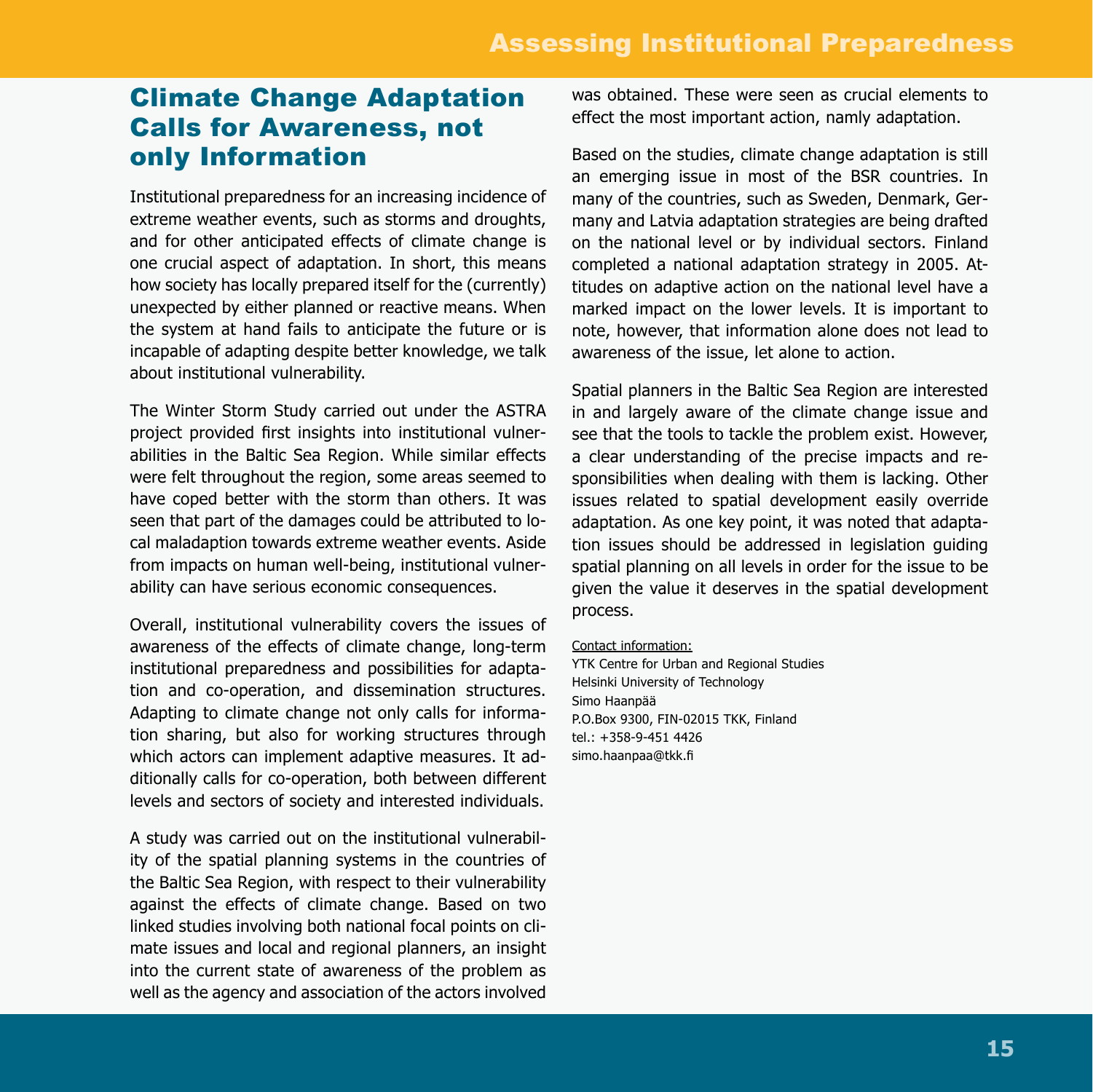# Climate Change Adaptation Calls for Awareness, not only Information

Institutional preparedness for an increasing incidence of extreme weather events, such as storms and droughts, and for other anticipated effects of climate change is one crucial aspect of adaptation. In short, this means how society has locally prepared itself for the (currently) unexpected by either planned or reactive means. When the system at hand fails to anticipate the future or is incapable of adapting despite better knowledge, we talk about institutional vulnerability.

The Winter Storm Study carried out under the ASTRA project provided first insights into institutional vulnerabilities in the Baltic Sea Region. While similar effects were felt throughout the region, some areas seemed to have coped better with the storm than others. It was seen that part of the damages could be attributed to local maladaption towards extreme weather events. Aside from impacts on human well-being, institutional vulnerability can have serious economic consequences.

Overall, institutional vulnerability covers the issues of awareness of the effects of climate change, long-term institutional preparedness and possibilities for adaptation and co-operation, and dissemination structures. Adapting to climate change not only calls for information sharing, but also for working structures through which actors can implement adaptive measures. It additionally calls for co-operation, both between different levels and sectors of society and interested individuals.

A study was carried out on the institutional vulnerability of the spatial planning systems in the countries of the Baltic Sea Region, with respect to their vulnerability against the effects of climate change. Based on two linked studies involving both national focal points on climate issues and local and regional planners, an insight into the current state of awareness of the problem as well as the agency and association of the actors involved was obtained. These were seen as crucial elements to effect the most important action, namely adaptation.

Based on the studies, climate change adaptation is still an emerging issue in most of the BSR countries. In many of the countries, such as Sweden, Denmark, Germany and Latvia adaptation strategies are being drafted on the national level or by individual sectors. Finland completed a national adaptation strategy in 2005. Attitudes on adaptive action on the national level have a marked impact on the lower levels. It is important to note, however, that information alone does not lead to awareness of the issue, let alone to action.

Spatial planners in the Baltic Sea Region are interested in and largely aware of the climate change issue and see that the tools to tackle the problem exist. However, a clear understanding of the precise impacts and responsibilities when dealing with them is lacking. Other issues related to spatial development easily override adaptation. As one key point, it was noted that adaptation issues should be addressed in legislation guiding spatial planning on all levels in order for the issue to be given the value it deserves in the spatial development process.

Contact information:
YTK Centre for Urban and Regional Studies
Helsinki University of Technology
Simo Haanpää
P.O.Box 9300, FIN-02015 TKK, Finland
tel.: +358-9-451 4426
simo.haanpaa@tkk.fi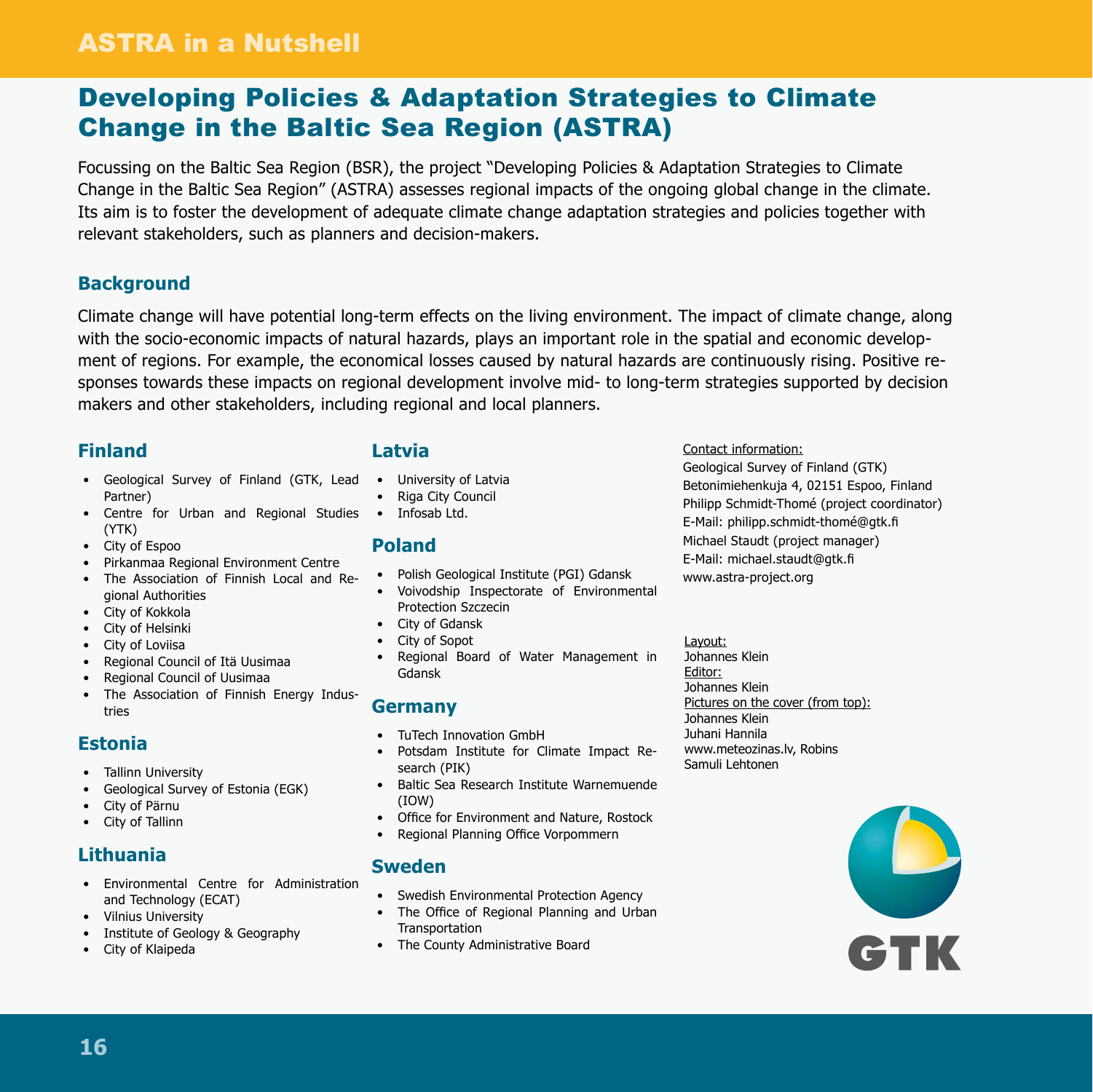## ASTRA in a Nutshell

# Developing Policies & Adaptation Strategies to Climate Change in the Baltic Sea Region (ASTRA)

Focussing on the Baltic Sea Region (BSR), the project "Developing Policies & Adaptation Strategies to Climate Change in the Baltic Sea Region" (ASTRA) assesses regional impacts of the ongoing global change in the climate. Its aim is to foster the development of adequate climate change adaptation strategies and policies together with relevant stakeholders, such as planners and decision-makers.

### Background

Climate change will have potential long-term effects on the living environment. The impact of climate change, along with the socio-economic impacts of natural hazards, plays an important role in the spatial and economic development of regions. For example, the economical losses caused by natural hazards are continuously rising. Positive responses towards these impacts on regional development involve mid- to long-term strategies supported by decision makers and other stakeholders, including regional and local planners.

### Finland

- Geological Survey of Finland (GTK, Lead Partner)
- Centre for Urban and Regional Studies (YTK)
- City of Espoo
- Pirkanmaa Regional Environment Centre
- The Association of Finnish Local and Regional Authorities
- City of Kokkola
- City of Helsinki
- City of Loviisa
- Regional Council of Itä Uusimaa
- Regional Council of Uusimaa
- The Association of Finnish Energy Industries

### Estonia

- Tallinn University
- Geological Survey of Estonia (EGK)
- City of Pärnu
- City of Tallinn

### Lithuania

- Environmental Centre for Administration and Technology (ECAT)
- Vilnius University
- Institute of Geology & Geography
- City of Klaipeda

### Latvia

- University of Latvia
- Riga City Council
- Infosab Ltd.

### Poland

- Polish Geological Institute (PGI) Gdansk
- Voivodship Inspectorate of Environmental Protection Szczecin
- City of Gdansk
- City of Sopot
- Regional Board of Water Management in Gdansk

### Germany

- TuTech Innovation GmbH
- Potsdam Institute for Climate Impact Research (PIK)
- Baltic Sea Research Institute Warnemuende (IOW)
- Office for Environment and Nature, Rostock
- Regional Planning Office Vorpommern

### Sweden

- Swedish Environmental Protection Agency
- The Office of Regional Planning and Urban Transportation
- The County Administrative Board

Contact information:
Geological Survey of Finland (GTK)
Betonimiehenkuja 4, 02151 Espoo, Finland
Philipp Schmidt-Thomé (project coordinator)
E-Mail: philipp.schmidt-thomé@gtk.fi
Michael Staudt (project manager)
E-Mail: michael.staudt@gtk.fi
www.astra-project.org

Layout:
Johannes Klein
Editor:
Johannes Klein
Pictures on the cover (from top):
Johannes Klein
Juhani Hannila
www.meteozinas.lv, Robins
Samuli Lehtonen

GTK